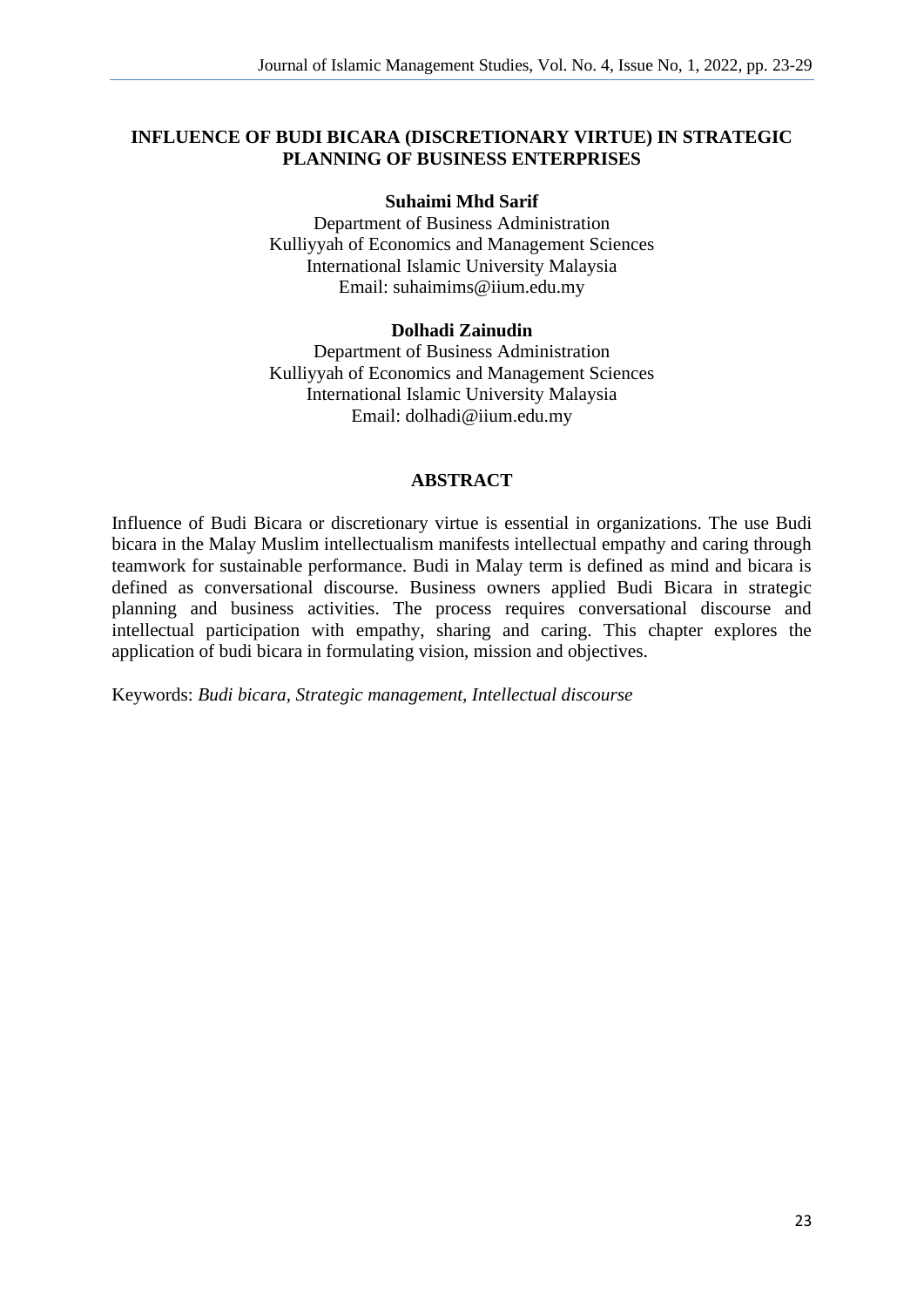# INFLUENCE OF BUDI BICARA (DISCRETIONARY VIRTUE) IN STRATEGIC PLANNING OF BUSINESS ENTERPRISES

**Suhaimi Mhd Sarif**
Department of Business Administration
Kulliyyah of Economics and Management Sciences
International Islamic University Malaysia
Email: suhaimims@iium.edu.my

**Dolhadi Zainudin**
Department of Business Administration
Kulliyyah of Economics and Management Sciences
International Islamic University Malaysia
Email: dolhadi@iium.edu.my

## ABSTRACT

Influence of Budi Bicara or discretionary virtue is essential in organizations. The use Budi bicara in the Malay Muslim intellectualism manifests intellectual empathy and caring through teamwork for sustainable performance. Budi in Malay term is defined as mind and bicara is defined as conversational discourse. Business owners applied Budi Bicara in strategic planning and business activities. The process requires conversational discourse and intellectual participation with empathy, sharing and caring. This chapter explores the application of budi bicara in formulating vision, mission and objectives.

Keywords: *Budi bicara, Strategic management, Intellectual discourse*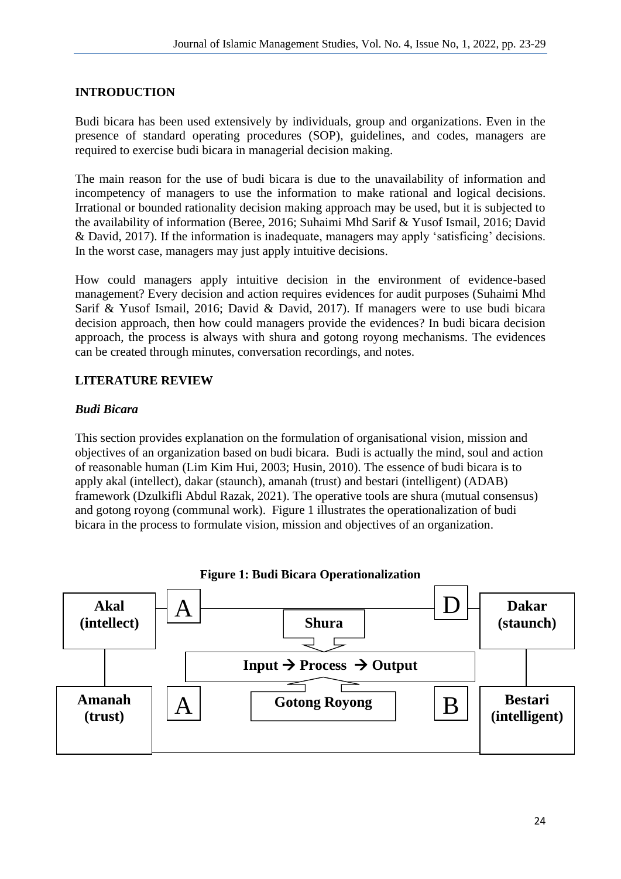## INTRODUCTION

Budi bicara has been used extensively by individuals, group and organizations. Even in the presence of standard operating procedures (SOP), guidelines, and codes, managers are required to exercise budi bicara in managerial decision making.

The main reason for the use of budi bicara is due to the unavailability of information and incompetency of managers to use the information to make rational and logical decisions. Irrational or bounded rationality decision making approach may be used, but it is subjected to the availability of information (Beree, 2016; Suhaimi Mhd Sarif & Yusof Ismail, 2016; David & David, 2017). If the information is inadequate, managers may apply 'satisficing' decisions. In the worst case, managers may just apply intuitive decisions.

How could managers apply intuitive decision in the environment of evidence-based management? Every decision and action requires evidences for audit purposes (Suhaimi Mhd Sarif & Yusof Ismail, 2016; David & David, 2017). If managers were to use budi bicara decision approach, then how could managers provide the evidences? In budi bicara decision approach, the process is always with shura and gotong royong mechanisms. The evidences can be created through minutes, conversation recordings, and notes.

## LITERATURE REVIEW

### *Budi Bicara*

This section provides explanation on the formulation of organisational vision, mission and objectives of an organization based on budi bicara. Budi is actually the mind, soul and action of reasonable human (Lim Kim Hui, 2003; Husin, 2010). The essence of budi bicara is to apply akal (intellect), dakar (staunch), amanah (trust) and bestari (intelligent) (ADAB) framework (Dzulkifli Abdul Razak, 2021). The operative tools are shura (mutual consensus) and gotong royong (communal work). Figure 1 illustrates the operationalization of budi bicara in the process to formulate vision, mission and objectives of an organization.

**Figure 1: Budi Bicara Operationalization**

**Akal (intellect)** — A — **Shura** — D — **Dakar (staunch)**

**Input → Process → Output**

**Amanah (trust)** — A — **Gotong Royong** — B — **Bestari (intelligent)**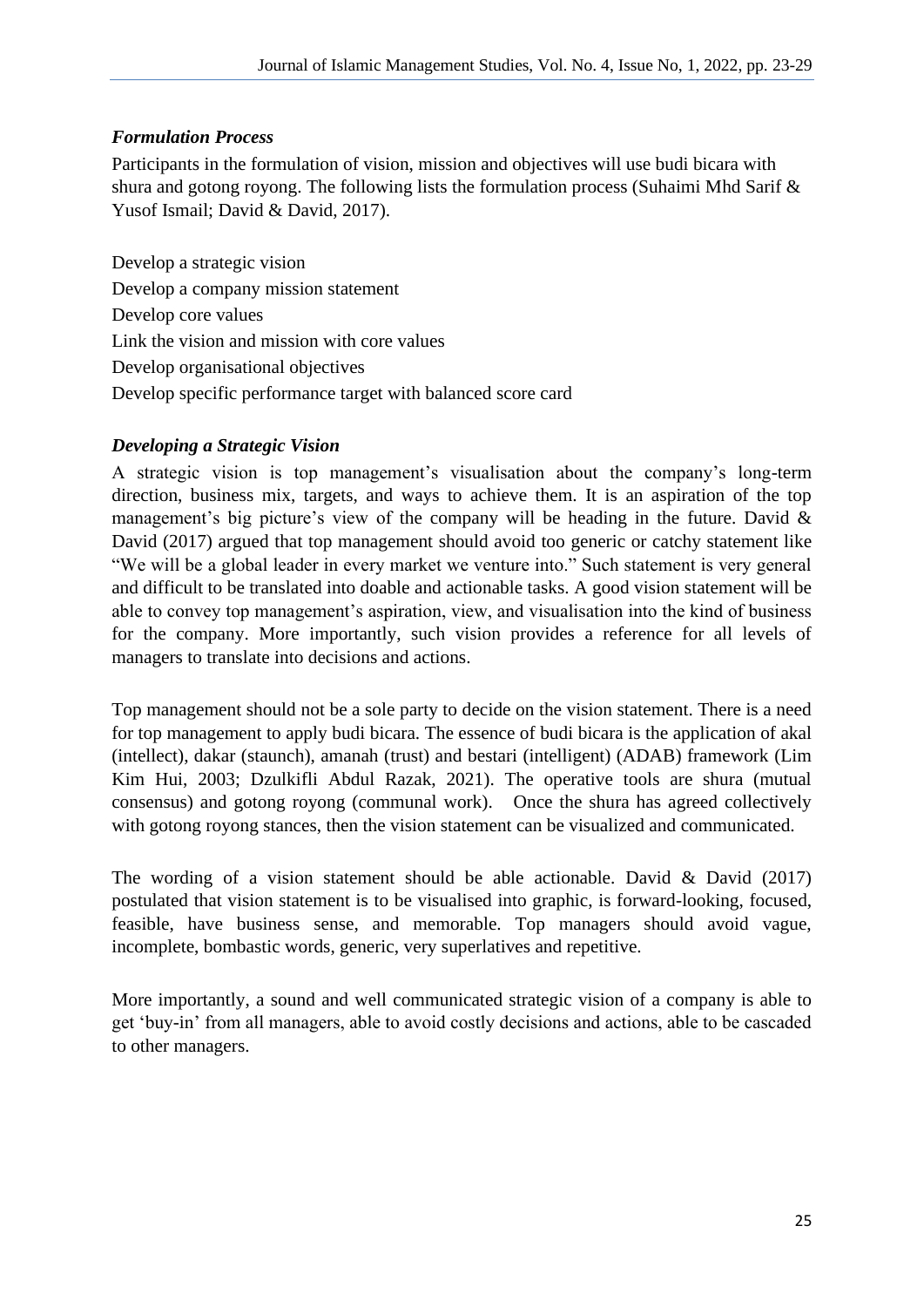### *Formulation Process*

Participants in the formulation of vision, mission and objectives will use budi bicara with shura and gotong royong. The following lists the formulation process (Suhaimi Mhd Sarif & Yusof Ismail; David & David, 2017).

Develop a strategic vision
Develop a company mission statement
Develop core values
Link the vision and mission with core values
Develop organisational objectives
Develop specific performance target with balanced score card

### *Developing a Strategic Vision*

A strategic vision is top management's visualisation about the company's long-term direction, business mix, targets, and ways to achieve them. It is an aspiration of the top management's big picture's view of the company will be heading in the future. David & David (2017) argued that top management should avoid too generic or catchy statement like "We will be a global leader in every market we venture into." Such statement is very general and difficult to be translated into doable and actionable tasks. A good vision statement will be able to convey top management's aspiration, view, and visualisation into the kind of business for the company. More importantly, such vision provides a reference for all levels of managers to translate into decisions and actions.

Top management should not be a sole party to decide on the vision statement. There is a need for top management to apply budi bicara. The essence of budi bicara is the application of akal (intellect), dakar (staunch), amanah (trust) and bestari (intelligent) (ADAB) framework (Lim Kim Hui, 2003; Dzulkifli Abdul Razak, 2021). The operative tools are shura (mutual consensus) and gotong royong (communal work). Once the shura has agreed collectively with gotong royong stances, then the vision statement can be visualized and communicated.

The wording of a vision statement should be able actionable. David & David (2017) postulated that vision statement is to be visualised into graphic, is forward-looking, focused, feasible, have business sense, and memorable. Top managers should avoid vague, incomplete, bombastic words, generic, very superlatives and repetitive.

More importantly, a sound and well communicated strategic vision of a company is able to get 'buy-in' from all managers, able to avoid costly decisions and actions, able to be cascaded to other managers.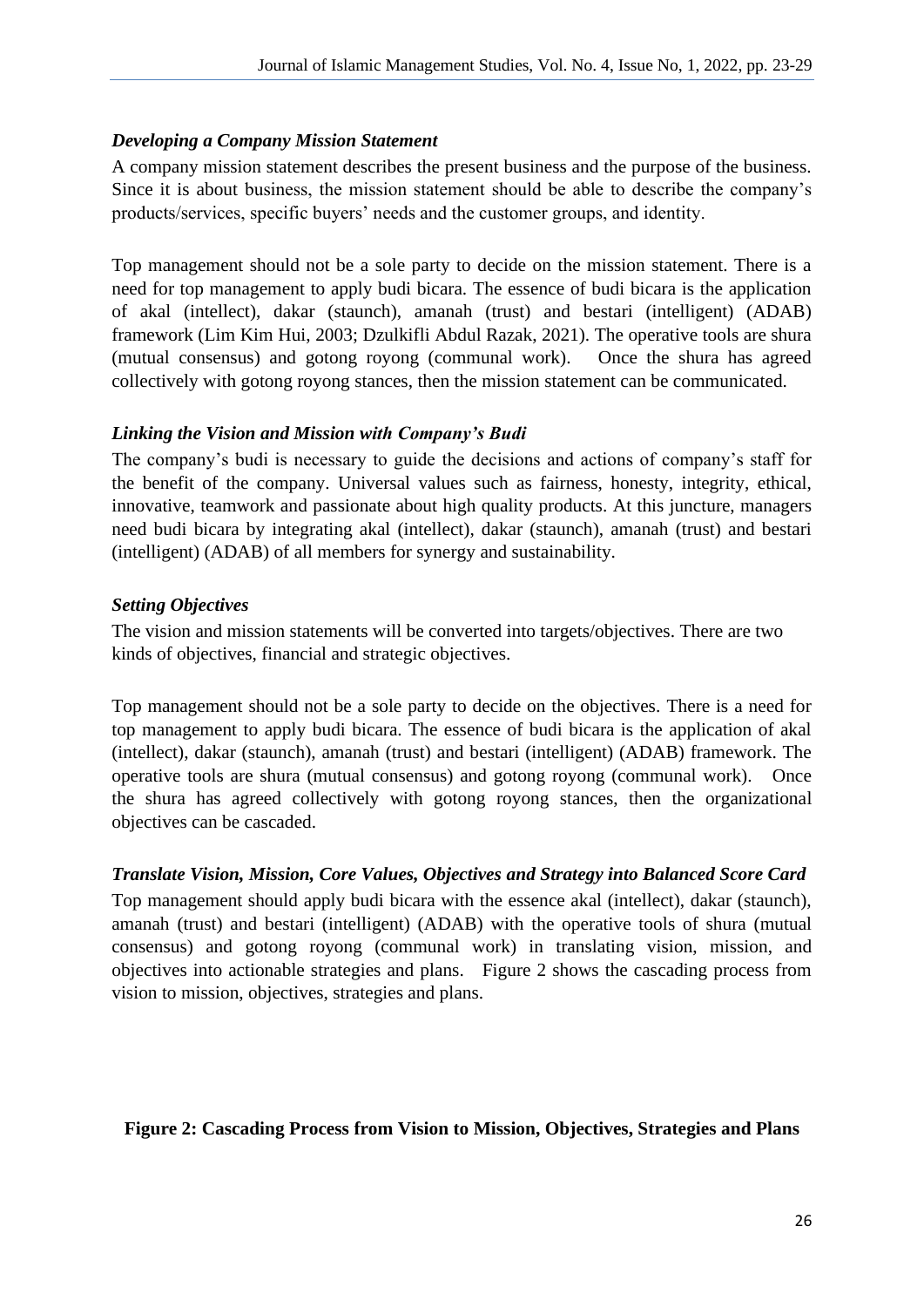### *Developing a Company Mission Statement*

A company mission statement describes the present business and the purpose of the business. Since it is about business, the mission statement should be able to describe the company's products/services, specific buyers' needs and the customer groups, and identity.

Top management should not be a sole party to decide on the mission statement. There is a need for top management to apply budi bicara. The essence of budi bicara is the application of akal (intellect), dakar (staunch), amanah (trust) and bestari (intelligent) (ADAB) framework (Lim Kim Hui, 2003; Dzulkifli Abdul Razak, 2021). The operative tools are shura (mutual consensus) and gotong royong (communal work). Once the shura has agreed collectively with gotong royong stances, then the mission statement can be communicated.

### *Linking the Vision and Mission with Company's Budi*

The company's budi is necessary to guide the decisions and actions of company's staff for the benefit of the company. Universal values such as fairness, honesty, integrity, ethical, innovative, teamwork and passionate about high quality products. At this juncture, managers need budi bicara by integrating akal (intellect), dakar (staunch), amanah (trust) and bestari (intelligent) (ADAB) of all members for synergy and sustainability.

### *Setting Objectives*

The vision and mission statements will be converted into targets/objectives. There are two kinds of objectives, financial and strategic objectives.

Top management should not be a sole party to decide on the objectives. There is a need for top management to apply budi bicara. The essence of budi bicara is the application of akal (intellect), dakar (staunch), amanah (trust) and bestari (intelligent) (ADAB) framework. The operative tools are shura (mutual consensus) and gotong royong (communal work). Once the shura has agreed collectively with gotong royong stances, then the organizational objectives can be cascaded.

### *Translate Vision, Mission, Core Values, Objectives and Strategy into Balanced Score Card*

Top management should apply budi bicara with the essence akal (intellect), dakar (staunch), amanah (trust) and bestari (intelligent) (ADAB) with the operative tools of shura (mutual consensus) and gotong royong (communal work) in translating vision, mission, and objectives into actionable strategies and plans. Figure 2 shows the cascading process from vision to mission, objectives, strategies and plans.

**Figure 2: Cascading Process from Vision to Mission, Objectives, Strategies and Plans**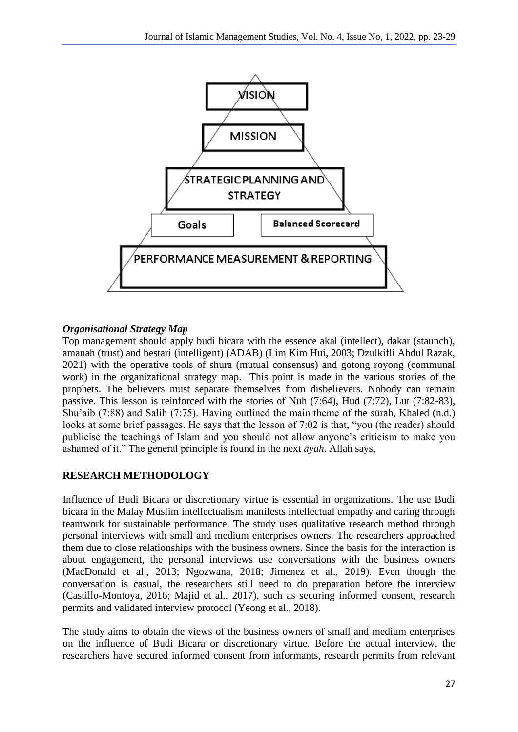VISION

MISSION

STRATEGIC PLANNING AND STRATEGY

Goals

Balanced Scorecard

PERFORMANCE MEASUREMENT & REPORTING

***Organisational Strategy Map***

Top management should apply budi bicara with the essence akal (intellect), dakar (staunch), amanah (trust) and bestari (intelligent) (ADAB) (Lim Kim Hui, 2003; Dzulkifli Abdul Razak, 2021) with the operative tools of shura (mutual consensus) and gotong royong (communal work) in the organizational strategy map. This point is made in the various stories of the prophets. The believers must separate themselves from disbelievers. Nobody can remain passive. This lesson is reinforced with the stories of Nuh (7:64), Hud (7:72), Lut (7:82-83), Shu'aib (7:88) and Salih (7:75). Having outlined the main theme of the sūrah, Khaled (n.d.) looks at some brief passages. He says that the lesson of 7:02 is that, "you (the reader) should publicise the teachings of Islam and you should not allow anyone's criticism to make you ashamed of it." The general principle is found in the next *āyah*. Allah says,

## RESEARCH METHODOLOGY

Influence of Budi Bicara or discretionary virtue is essential in organizations. The use Budi bicara in the Malay Muslim intellectualism manifests intellectual empathy and caring through teamwork for sustainable performance. The study uses qualitative research method through personal interviews with small and medium enterprises owners. The researchers approached them due to close relationships with the business owners. Since the basis for the interaction is about engagement, the personal interviews use conversations with the business owners (MacDonald et al., 2013; Ngozwana, 2018; Jimenez et al., 2019). Even though the conversation is casual, the researchers still need to do preparation before the interview (Castillo-Montoya, 2016; Majid et al., 2017), such as securing informed consent, research permits and validated interview protocol (Yeong et al., 2018).

The study aims to obtain the views of the business owners of small and medium enterprises on the influence of Budi Bicara or discretionary virtue. Before the actual interview, the researchers have secured informed consent from informants, research permits from relevant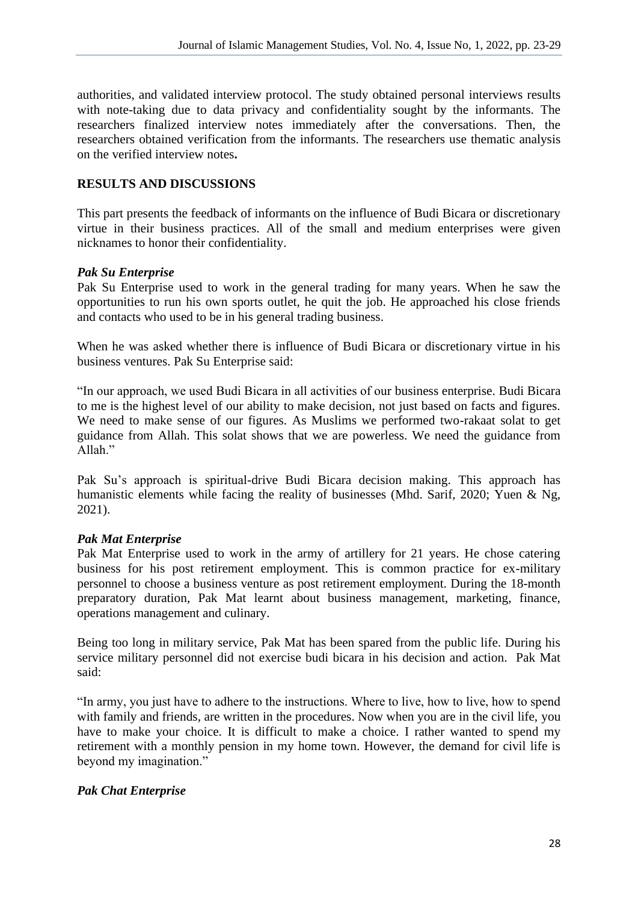authorities, and validated interview protocol. The study obtained personal interviews results with note-taking due to data privacy and confidentiality sought by the informants. The researchers finalized interview notes immediately after the conversations. Then, the researchers obtained verification from the informants. The researchers use thematic analysis on the verified interview notes**.**

## RESULTS AND DISCUSSIONS

This part presents the feedback of informants on the influence of Budi Bicara or discretionary virtue in their business practices. All of the small and medium enterprises were given nicknames to honor their confidentiality.

### *Pak Su Enterprise*

Pak Su Enterprise used to work in the general trading for many years. When he saw the opportunities to run his own sports outlet, he quit the job. He approached his close friends and contacts who used to be in his general trading business.

When he was asked whether there is influence of Budi Bicara or discretionary virtue in his business ventures. Pak Su Enterprise said:

"In our approach, we used Budi Bicara in all activities of our business enterprise. Budi Bicara to me is the highest level of our ability to make decision, not just based on facts and figures. We need to make sense of our figures. As Muslims we performed two-rakaat solat to get guidance from Allah. This solat shows that we are powerless. We need the guidance from Allah."

Pak Su's approach is spiritual-drive Budi Bicara decision making. This approach has humanistic elements while facing the reality of businesses (Mhd. Sarif, 2020; Yuen & Ng, 2021).

### *Pak Mat Enterprise*

Pak Mat Enterprise used to work in the army of artillery for 21 years. He chose catering business for his post retirement employment. This is common practice for ex-military personnel to choose a business venture as post retirement employment. During the 18-month preparatory duration, Pak Mat learnt about business management, marketing, finance, operations management and culinary.

Being too long in military service, Pak Mat has been spared from the public life. During his service military personnel did not exercise budi bicara in his decision and action. Pak Mat said:

"In army, you just have to adhere to the instructions. Where to live, how to live, how to spend with family and friends, are written in the procedures. Now when you are in the civil life, you have to make your choice. It is difficult to make a choice. I rather wanted to spend my retirement with a monthly pension in my home town. However, the demand for civil life is beyond my imagination."

### *Pak Chat Enterprise*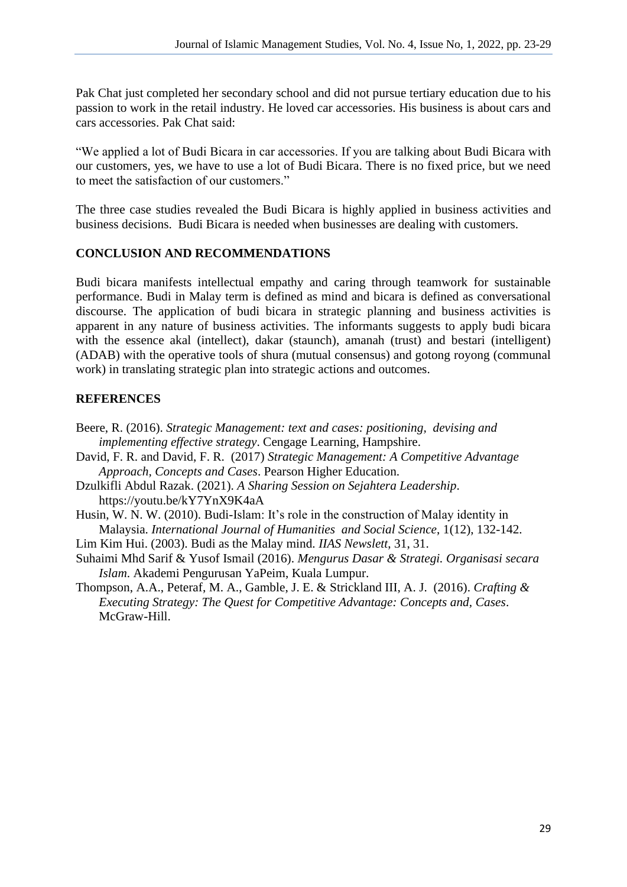Pak Chat just completed her secondary school and did not pursue tertiary education due to his passion to work in the retail industry. He loved car accessories. His business is about cars and cars accessories. Pak Chat said:

"We applied a lot of Budi Bicara in car accessories. If you are talking about Budi Bicara with our customers, yes, we have to use a lot of Budi Bicara. There is no fixed price, but we need to meet the satisfaction of our customers."

The three case studies revealed the Budi Bicara is highly applied in business activities and business decisions. Budi Bicara is needed when businesses are dealing with customers.

## CONCLUSION AND RECOMMENDATIONS

Budi bicara manifests intellectual empathy and caring through teamwork for sustainable performance. Budi in Malay term is defined as mind and bicara is defined as conversational discourse. The application of budi bicara in strategic planning and business activities is apparent in any nature of business activities. The informants suggests to apply budi bicara with the essence akal (intellect), dakar (staunch), amanah (trust) and bestari (intelligent) (ADAB) with the operative tools of shura (mutual consensus) and gotong royong (communal work) in translating strategic plan into strategic actions and outcomes.

## REFERENCES

Beere, R. (2016). *Strategic Management: text and cases: positioning, devising and implementing effective strategy*. Cengage Learning, Hampshire.

David, F. R. and David, F. R. (2017) *Strategic Management: A Competitive Advantage Approach, Concepts and Cases*. Pearson Higher Education.

Dzulkifli Abdul Razak. (2021). *A Sharing Session on Sejahtera Leadership*. https://youtu.be/kY7YnX9K4aA

Husin, W. N. W. (2010). Budi-Islam: It's role in the construction of Malay identity in Malaysia. *International Journal of Humanities and Social Science*, 1(12), 132-142.

Lim Kim Hui. (2003). Budi as the Malay mind. *IIAS Newslett*, 31, 31.

Suhaimi Mhd Sarif & Yusof Ismail (2016). *Mengurus Dasar & Strategi. Organisasi secara Islam*. Akademi Pengurusan YaPeim, Kuala Lumpur.

Thompson, A.A., Peteraf, M. A., Gamble, J. E. & Strickland III, A. J. (2016). *Crafting & Executing Strategy: The Quest for Competitive Advantage: Concepts and, Cases*. McGraw-Hill.